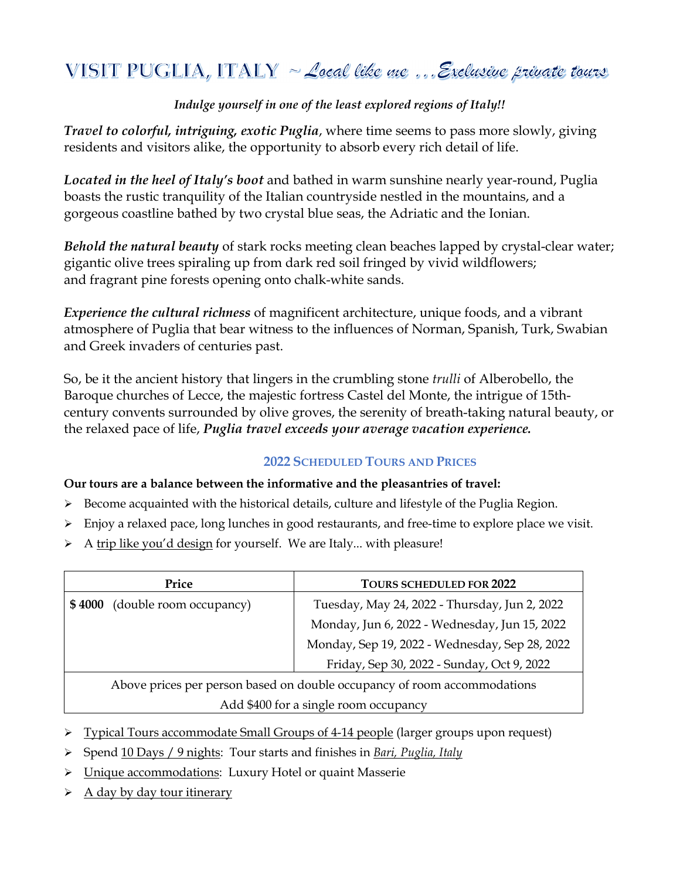# VISIT PUGLIA, ITALY ~ *Local like me …Exclusive private tours*

***Indulge yourself in one of the least explored regions of Italy!!***

***Travel to colorful, intriguing, exotic Puglia***, where time seems to pass more slowly, giving residents and visitors alike, the opportunity to absorb every rich detail of life.

***Located in the heel of Italy's boot*** and bathed in warm sunshine nearly year-round, Puglia boasts the rustic tranquility of the Italian countryside nestled in the mountains, and a gorgeous coastline bathed by two crystal blue seas, the Adriatic and the Ionian.

***Behold the natural beauty*** of stark rocks meeting clean beaches lapped by crystal-clear water; gigantic olive trees spiraling up from dark red soil fringed by vivid wildflowers; and fragrant pine forests opening onto chalk-white sands.

***Experience the cultural richness*** of magnificent architecture, unique foods, and a vibrant atmosphere of Puglia that bear witness to the influences of Norman, Spanish, Turk, Swabian and Greek invaders of centuries past.

So, be it the ancient history that lingers in the crumbling stone *trulli* of Alberobello, the Baroque churches of Lecce, the majestic fortress Castel del Monte, the intrigue of 15th-century convents surrounded by olive groves, the serenity of breath-taking natural beauty, or the relaxed pace of life, ***Puglia travel exceeds your average vacation experience.***

## 2022 SCHEDULED TOURS AND PRICES

**Our tours are a balance between the informative and the pleasantries of travel:**

- Become acquainted with the historical details, culture and lifestyle of the Puglia Region.
- Enjoy a relaxed pace, long lunches in good restaurants, and free-time to explore place we visit.
- A trip like you'd design for yourself. We are Italy... with pleasure!

| Price | TOURS SCHEDULED FOR 2022 |
|---|---|
| **$ 4000** (double room occupancy) | Tuesday, May 24, 2022 - Thursday, Jun 2, 2022 |
| | Monday, Jun 6, 2022 - Wednesday, Jun 15, 2022 |
| | Monday, Sep 19, 2022 - Wednesday, Sep 28, 2022 |
| | Friday, Sep 30, 2022 - Sunday, Oct 9, 2022 |
| Above prices per person based on double occupancy of room accommodations<br>Add $400 for a single room occupancy | |

- Typical Tours accommodate Small Groups of 4-14 people (larger groups upon request)
- Spend 10 Days / 9 nights: Tour starts and finishes in *Bari, Puglia, Italy*
- Unique accommodations: Luxury Hotel or quaint Masserie
- A day by day tour itinerary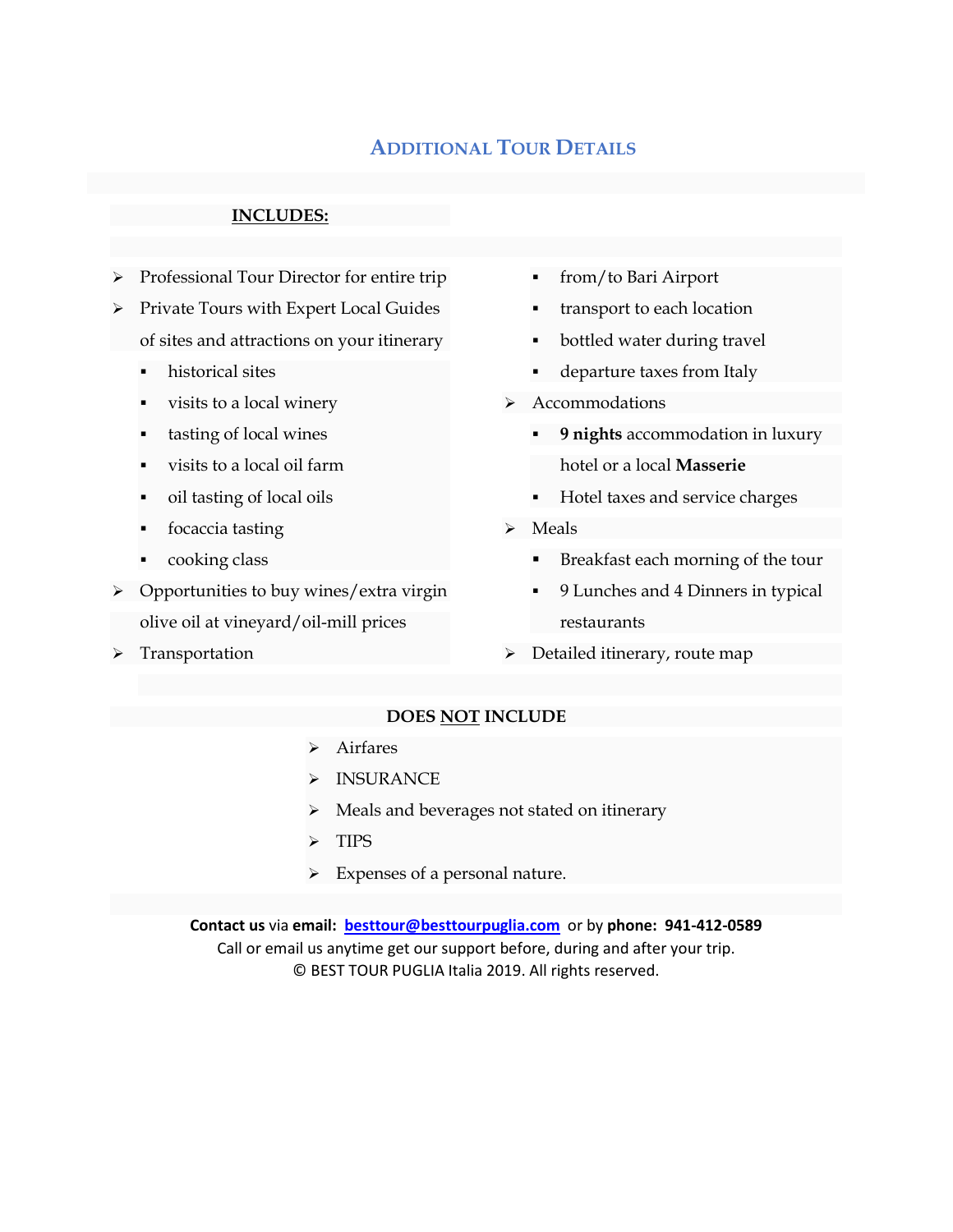## ADDITIONAL TOUR DETAILS

**INCLUDES:**

- Professional Tour Director for entire trip
- Private Tours with Expert Local Guides of sites and attractions on your itinerary
  - historical sites
  - visits to a local winery
  - tasting of local wines
  - visits to a local oil farm
  - oil tasting of local oils
  - focaccia tasting
  - cooking class
- Opportunities to buy wines/extra virgin olive oil at vineyard/oil-mill prices
- Transportation
  - from/to Bari Airport
  - transport to each location
  - bottled water during travel
  - departure taxes from Italy
- Accommodations
  - **9 nights** accommodation in luxury hotel or a local **Masserie**
  - Hotel taxes and service charges
- Meals
  - Breakfast each morning of the tour
  - 9 Lunches and 4 Dinners in typical restaurants
- Detailed itinerary, route map

**DOES NOT INCLUDE**

- Airfares
- INSURANCE
- Meals and beverages not stated on itinerary
- TIPS
- Expenses of a personal nature.

**Contact us** via **email:** besttour@besttourpuglia.com or by **phone:** **941-412-0589**
Call or email us anytime get our support before, during and after your trip.
© BEST TOUR PUGLIA Italia 2019. All rights reserved.